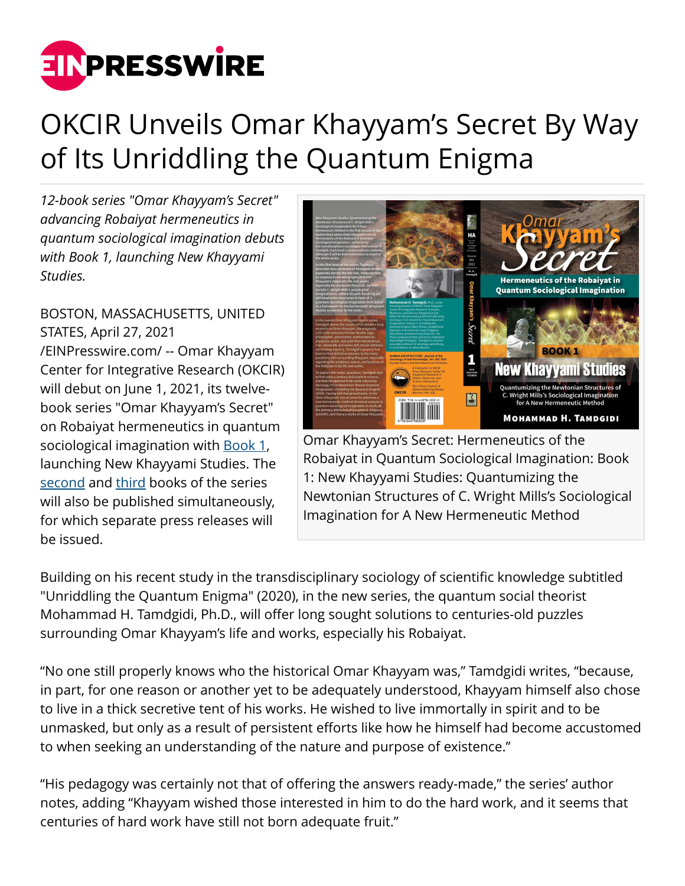# OKCIR Unveils Omar Khayyam's Secret By Way of Its Unriddling the Quantum Enigma

*12-book series "Omar Khayyam's Secret" advancing Robaiyat hermeneutics in quantum sociological imagination debuts with Book 1, launching New Khayyami Studies.*

BOSTON, MASSACHUSETTS, UNITED STATES, April 27, 2021 /EINPresswire.com/ -- Omar Khayyam Center for Integrative Research (OKCIR) will debut on June 1, 2021, its twelve-book series "Omar Khayyam's Secret" on Robaiyat hermeneutics in quantum sociological imagination with Book 1, launching New Khayyami Studies. The second and third books of the series will also be published simultaneously, for which separate press releases will be issued.

Omar Khayyam's Secret: Hermeneutics of the Robaiyat in Quantum Sociological Imagination: Book 1: New Khayyami Studies: Quantumizing the Newtonian Structures of C. Wright Mills's Sociological Imagination for A New Hermeneutic Method

Building on his recent study in the transdisciplinary sociology of scientific knowledge subtitled "Unriddling the Quantum Enigma" (2020), in the new series, the quantum social theorist Mohammad H. Tamdgidi, Ph.D., will offer long sought solutions to centuries-old puzzles surrounding Omar Khayyam's life and works, especially his Robaiyat.

"No one still properly knows who the historical Omar Khayyam was," Tamdgidi writes, "because, in part, for one reason or another yet to be adequately understood, Khayyam himself also chose to live in a thick secretive tent of his works. He wished to live immortally in spirit and to be unmasked, but only as a result of persistent efforts like how he himself had become accustomed to when seeking an understanding of the nature and purpose of existence."

"His pedagogy was certainly not that of offering the answers ready-made," the series' author notes, adding "Khayyam wished those interested in him to do the hard work, and it seems that centuries of hard work have still not born adequate fruit."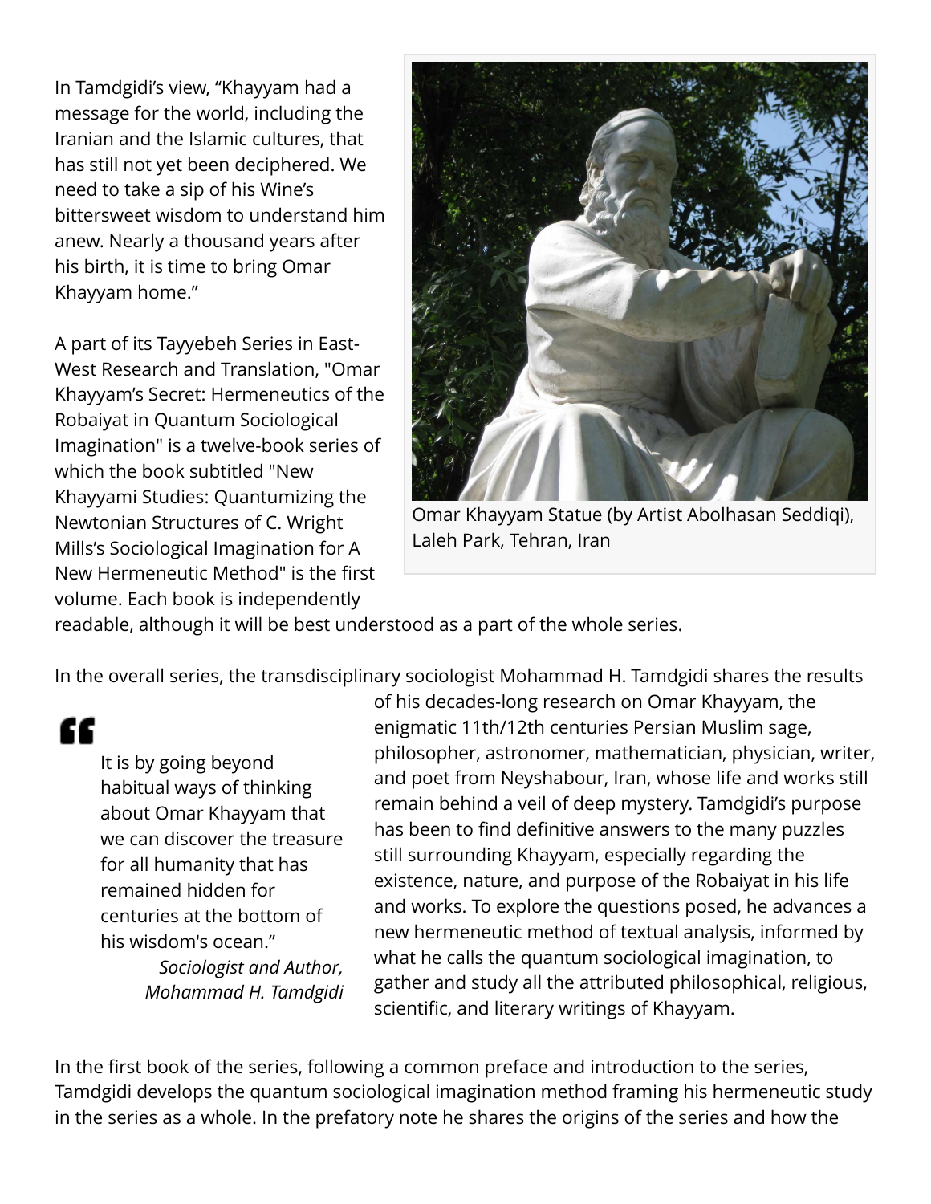In Tamdgidi's view, "Khayyam had a message for the world, including the Iranian and the Islamic cultures, that has still not yet been deciphered. We need to take a sip of his Wine's bittersweet wisdom to understand him anew. Nearly a thousand years after his birth, it is time to bring Omar Khayyam home."

Omar Khayyam Statue (by Artist Abolhasan Seddiqi), Laleh Park, Tehran, Iran

A part of its Tayyebeh Series in East-West Research and Translation, "Omar Khayyam's Secret: Hermeneutics of the Robaiyat in Quantum Sociological Imagination" is a twelve-book series of which the book subtitled "New Khayyami Studies: Quantumizing the Newtonian Structures of C. Wright Mills's Sociological Imagination for A New Hermeneutic Method" is the first volume. Each book is independently readable, although it will be best understood as a part of the whole series.

In the overall series, the transdisciplinary sociologist Mohammad H. Tamdgidi shares the results of his decades-long research on Omar Khayyam, the enigmatic 11th/12th centuries Persian Muslim sage, philosopher, astronomer, mathematician, physician, writer, and poet from Neyshabour, Iran, whose life and works still remain behind a veil of deep mystery. Tamdgidi's purpose has been to find definitive answers to the many puzzles still surrounding Khayyam, especially regarding the existence, nature, and purpose of the Robaiyat in his life and works. To explore the questions posed, he advances a new hermeneutic method of textual analysis, informed by what he calls the quantum sociological imagination, to gather and study all the attributed philosophical, religious, scientific, and literary writings of Khayyam.

> It is by going beyond habitual ways of thinking about Omar Khayyam that we can discover the treasure for all humanity that has remained hidden for centuries at the bottom of his wisdom's ocean."
>
> *Sociologist and Author, Mohammad H. Tamdgidi*

In the first book of the series, following a common preface and introduction to the series, Tamdgidi develops the quantum sociological imagination method framing his hermeneutic study in the series as a whole. In the prefatory note he shares the origins of the series and how the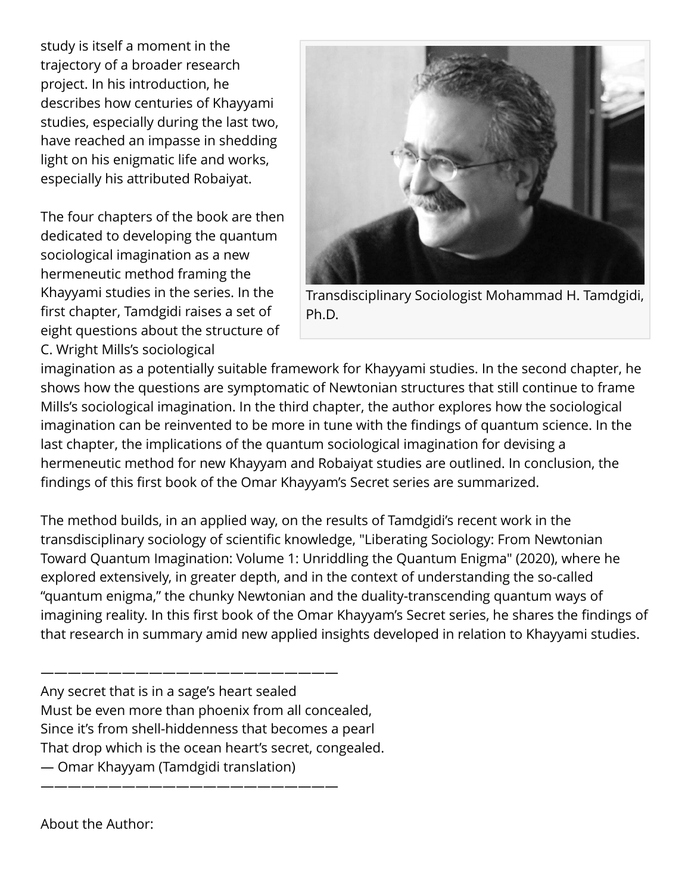study is itself a moment in the trajectory of a broader research project. In his introduction, he describes how centuries of Khayyami studies, especially during the last two, have reached an impasse in shedding light on his enigmatic life and works, especially his attributed Robaiyat.

Transdisciplinary Sociologist Mohammad H. Tamdgidi, Ph.D.

The four chapters of the book are then dedicated to developing the quantum sociological imagination as a new hermeneutic method framing the Khayyami studies in the series. In the first chapter, Tamdgidi raises a set of eight questions about the structure of C. Wright Mills's sociological imagination as a potentially suitable framework for Khayyami studies. In the second chapter, he shows how the questions are symptomatic of Newtonian structures that still continue to frame Mills's sociological imagination. In the third chapter, the author explores how the sociological imagination can be reinvented to be more in tune with the findings of quantum science. In the last chapter, the implications of the quantum sociological imagination for devising a hermeneutic method for new Khayyam and Robaiyat studies are outlined. In conclusion, the findings of this first book of the Omar Khayyam's Secret series are summarized.

The method builds, in an applied way, on the results of Tamdgidi's recent work in the transdisciplinary sociology of scientific knowledge, "Liberating Sociology: From Newtonian Toward Quantum Imagination: Volume 1: Unriddling the Quantum Enigma" (2020), where he explored extensively, in greater depth, and in the context of understanding the so-called "quantum enigma," the chunky Newtonian and the duality-transcending quantum ways of imagining reality. In this first book of the Omar Khayyam's Secret series, he shares the findings of that research in summary amid new applied insights developed in relation to Khayyami studies.

———————————————————————

Any secret that is in a sage's heart sealed  
Must be even more than phoenix from all concealed,  
Since it's from shell-hiddenness that becomes a pearl  
That drop which is the ocean heart's secret, congealed.  
— Omar Khayyam (Tamdgidi translation)

———————————————————————

About the Author: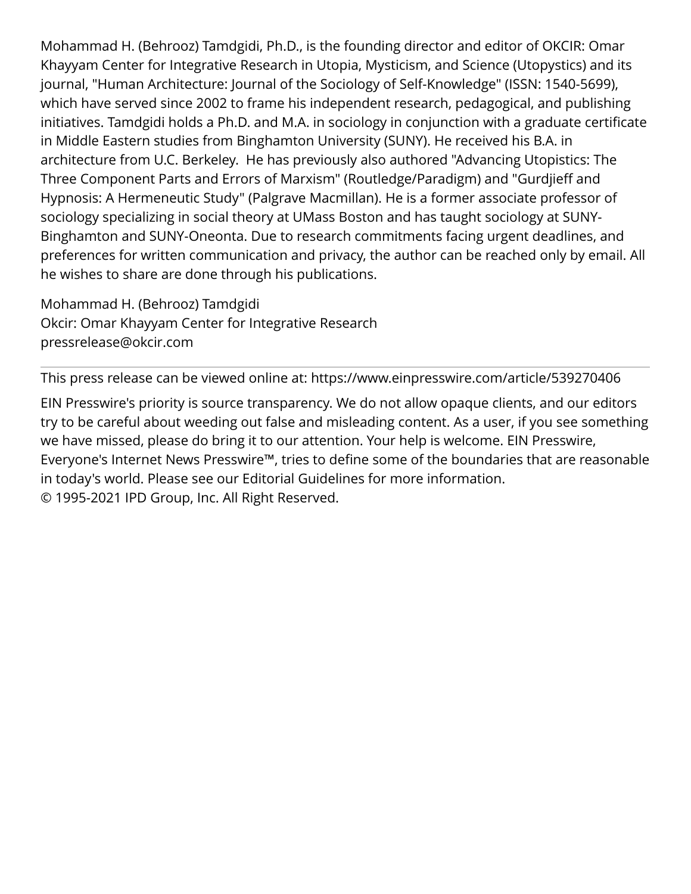Mohammad H. (Behrooz) Tamdgidi, Ph.D., is the founding director and editor of OKCIR: Omar Khayyam Center for Integrative Research in Utopia, Mysticism, and Science (Utopystics) and its journal, "Human Architecture: Journal of the Sociology of Self-Knowledge" (ISSN: 1540-5699), which have served since 2002 to frame his independent research, pedagogical, and publishing initiatives. Tamdgidi holds a Ph.D. and M.A. in sociology in conjunction with a graduate certificate in Middle Eastern studies from Binghamton University (SUNY). He received his B.A. in architecture from U.C. Berkeley. He has previously also authored "Advancing Utopistics: The Three Component Parts and Errors of Marxism" (Routledge/Paradigm) and "Gurdjieff and Hypnosis: A Hermeneutic Study" (Palgrave Macmillan). He is a former associate professor of sociology specializing in social theory at UMass Boston and has taught sociology at SUNY-Binghamton and SUNY-Oneonta. Due to research commitments facing urgent deadlines, and preferences for written communication and privacy, the author can be reached only by email. All he wishes to share are done through his publications.

Mohammad H. (Behrooz) Tamdgidi
Okcir: Omar Khayyam Center for Integrative Research
pressrelease@okcir.com

---

This press release can be viewed online at: https://www.einpresswire.com/article/539270406

EIN Presswire's priority is source transparency. We do not allow opaque clients, and our editors try to be careful about weeding out false and misleading content. As a user, if you see something we have missed, please do bring it to our attention. Your help is welcome. EIN Presswire, Everyone's Internet News Presswire™, tries to define some of the boundaries that are reasonable in today's world. Please see our Editorial Guidelines for more information.
© 1995-2021 IPD Group, Inc. All Right Reserved.